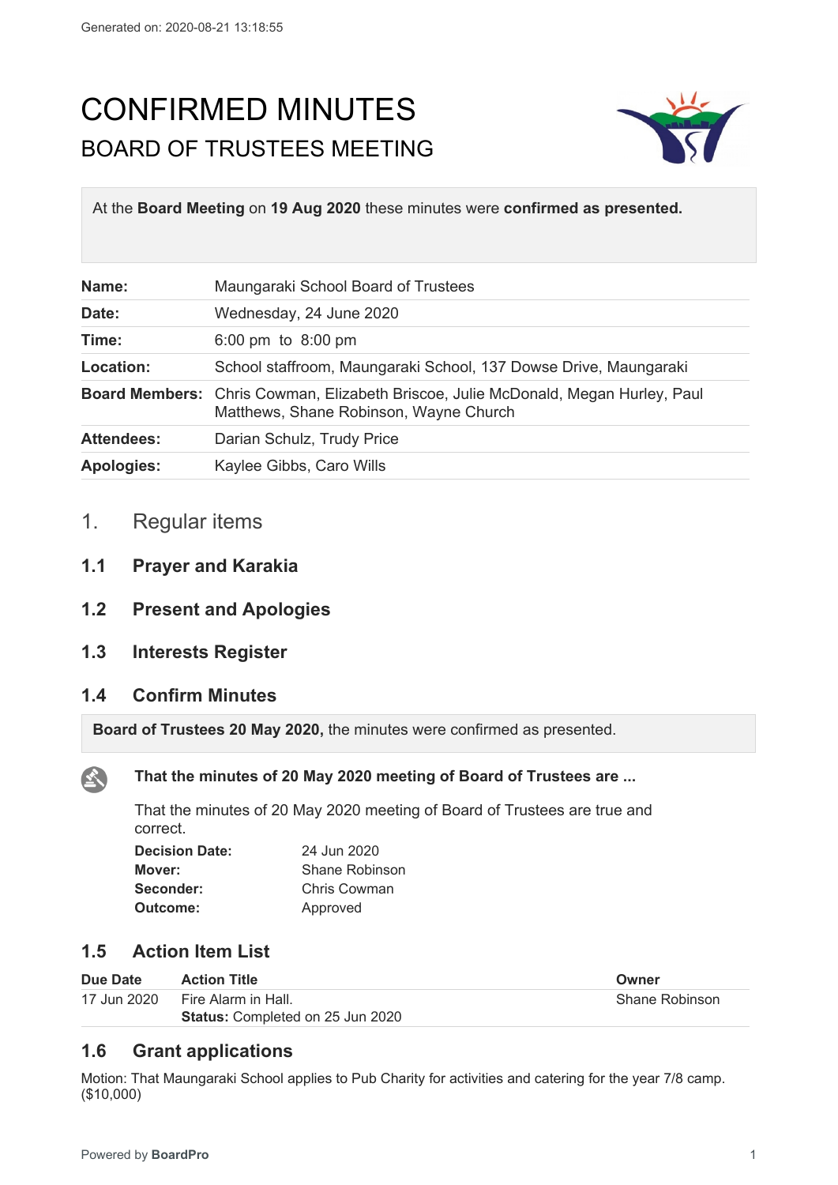# CONFIRMED MINUTES

## BOARD OF TRUSTEES MEETING

At the **Board Meeting** on **19 Aug 2020** these minutes were **confirmed as presented.**

| | |
|---|---|
| **Name:** | Maungaraki School Board of Trustees |
| **Date:** | Wednesday, 24 June 2020 |
| **Time:** | 6:00 pm to 8:00 pm |
| **Location:** | School staffroom, Maungaraki School, 137 Dowse Drive, Maungaraki |
| **Board Members:** | Chris Cowman, Elizabeth Briscoe, Julie McDonald, Megan Hurley, Paul Matthews, Shane Robinson, Wayne Church |
| **Attendees:** | Darian Schulz, Trudy Price |
| **Apologies:** | Kaylee Gibbs, Caro Wills |

## 1. Regular items

### 1.1 Prayer and Karakia

### 1.2 Present and Apologies

### 1.3 Interests Register

### 1.4 Confirm Minutes

**Board of Trustees 20 May 2020,** the minutes were confirmed as presented.

**That the minutes of 20 May 2020 meeting of Board of Trustees are ...**

That the minutes of 20 May 2020 meeting of Board of Trustees are true and correct.

| | |
|---|---|
| **Decision Date:** | 24 Jun 2020 |
| **Mover:** | Shane Robinson |
| **Seconder:** | Chris Cowman |
| **Outcome:** | Approved |

### 1.5 Action Item List

| Due Date | Action Title | Owner |
|---|---|---|
| 17 Jun 2020 | Fire Alarm in Hall.<br>**Status:** Completed on 25 Jun 2020 | Shane Robinson |

### 1.6 Grant applications

Motion: That Maungaraki School applies to Pub Charity for activities and catering for the year 7/8 camp. ($10,000)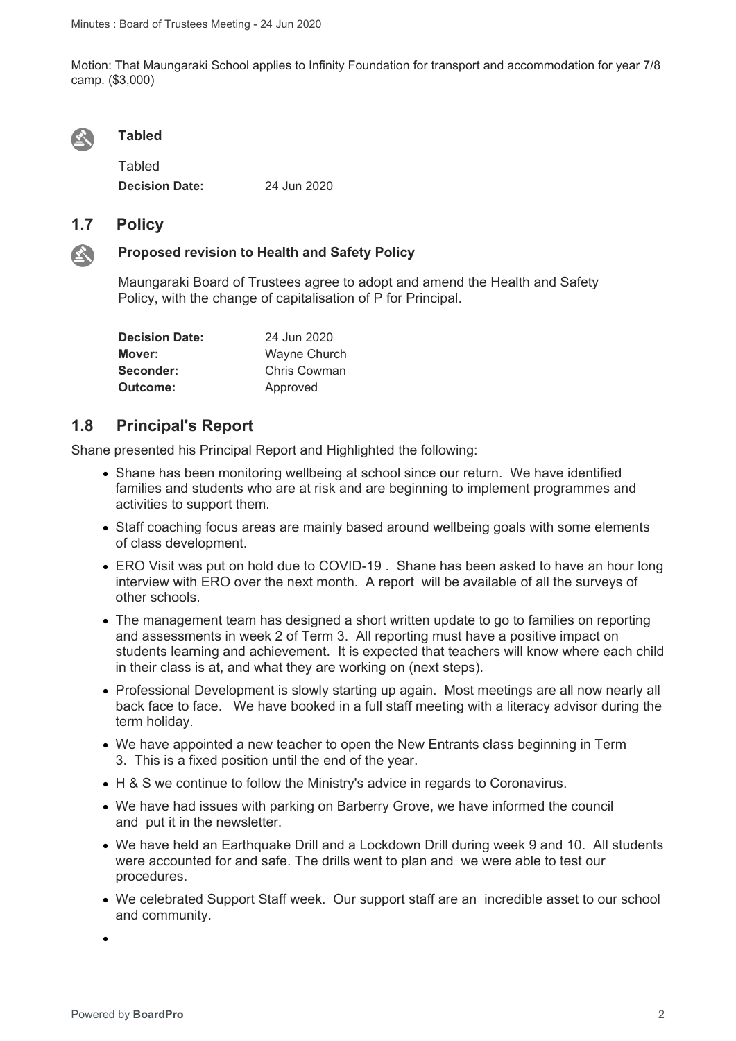Motion: That Maungaraki School applies to Infinity Foundation for transport and accommodation for year 7/8 camp. ($3,000)

**Tabled**

Tabled

**Decision Date:** 24 Jun 2020

## 1.7 Policy

**Proposed revision to Health and Safety Policy**

Maungaraki Board of Trustees agree to adopt and amend the Health and Safety Policy, with the change of capitalisation of P for Principal.

**Decision Date:** 24 Jun 2020
**Mover:** Wayne Church
**Seconder:** Chris Cowman
**Outcome:** Approved

## 1.8 Principal's Report

Shane presented his Principal Report and Highlighted the following:

- Shane has been monitoring wellbeing at school since our return. We have identified families and students who are at risk and are beginning to implement programmes and activities to support them.
- Staff coaching focus areas are mainly based around wellbeing goals with some elements of class development.
- ERO Visit was put on hold due to COVID-19 . Shane has been asked to have an hour long interview with ERO over the next month. A report will be available of all the surveys of other schools.
- The management team has designed a short written update to go to families on reporting and assessments in week 2 of Term 3. All reporting must have a positive impact on students learning and achievement. It is expected that teachers will know where each child in their class is at, and what they are working on (next steps).
- Professional Development is slowly starting up again. Most meetings are all now nearly all back face to face. We have booked in a full staff meeting with a literacy advisor during the term holiday.
- We have appointed a new teacher to open the New Entrants class beginning in Term 3. This is a fixed position until the end of the year.
- H & S we continue to follow the Ministry's advice in regards to Coronavirus.
- We have had issues with parking on Barberry Grove, we have informed the council and put it in the newsletter.
- We have held an Earthquake Drill and a Lockdown Drill during week 9 and 10. All students were accounted for and safe. The drills went to plan and we were able to test our procedures.
- We celebrated Support Staff week. Our support staff are an incredible asset to our school and community.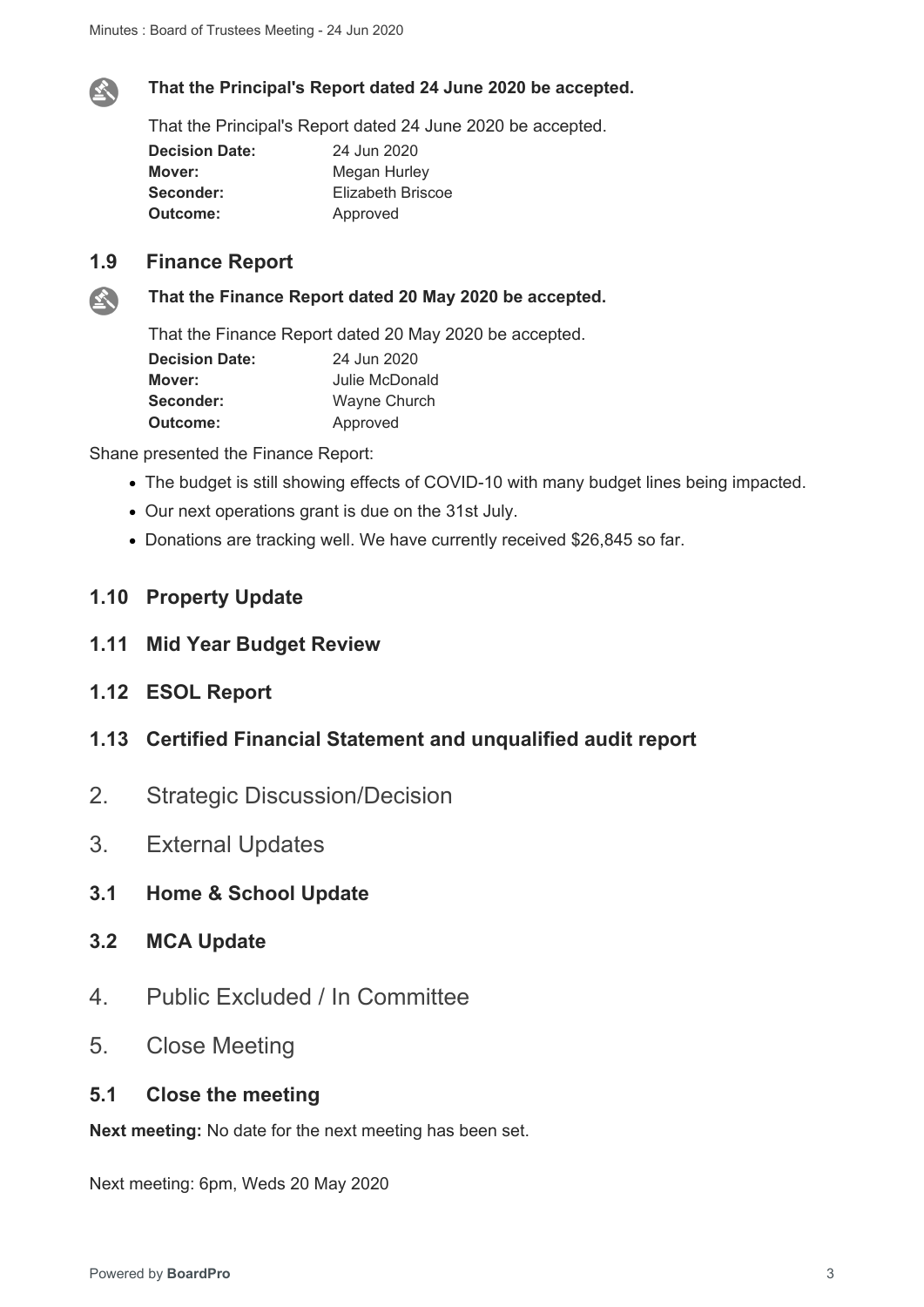**That the Principal's Report dated 24 June 2020 be accepted.**

That the Principal's Report dated 24 June 2020 be accepted.

| | |
|---|---|
| **Decision Date:** | 24 Jun 2020 |
| **Mover:** | Megan Hurley |
| **Seconder:** | Elizabeth Briscoe |
| **Outcome:** | Approved |

## 1.9 Finance Report

**That the Finance Report dated 20 May 2020 be accepted.**

That the Finance Report dated 20 May 2020 be accepted.

| | |
|---|---|
| **Decision Date:** | 24 Jun 2020 |
| **Mover:** | Julie McDonald |
| **Seconder:** | Wayne Church |
| **Outcome:** | Approved |

Shane presented the Finance Report:

- The budget is still showing effects of COVID-10 with many budget lines being impacted.
- Our next operations grant is due on the 31st July.
- Donations are tracking well. We have currently received $26,845 so far.

## 1.10 Property Update

## 1.11 Mid Year Budget Review

## 1.12 ESOL Report

## 1.13 Certified Financial Statement and unqualified audit report

# 2. Strategic Discussion/Decision

# 3. External Updates

## 3.1 Home & School Update

## 3.2 MCA Update

# 4. Public Excluded / In Committee

# 5. Close Meeting

## 5.1 Close the meeting

**Next meeting:** No date for the next meeting has been set.

Next meeting: 6pm, Weds 20 May 2020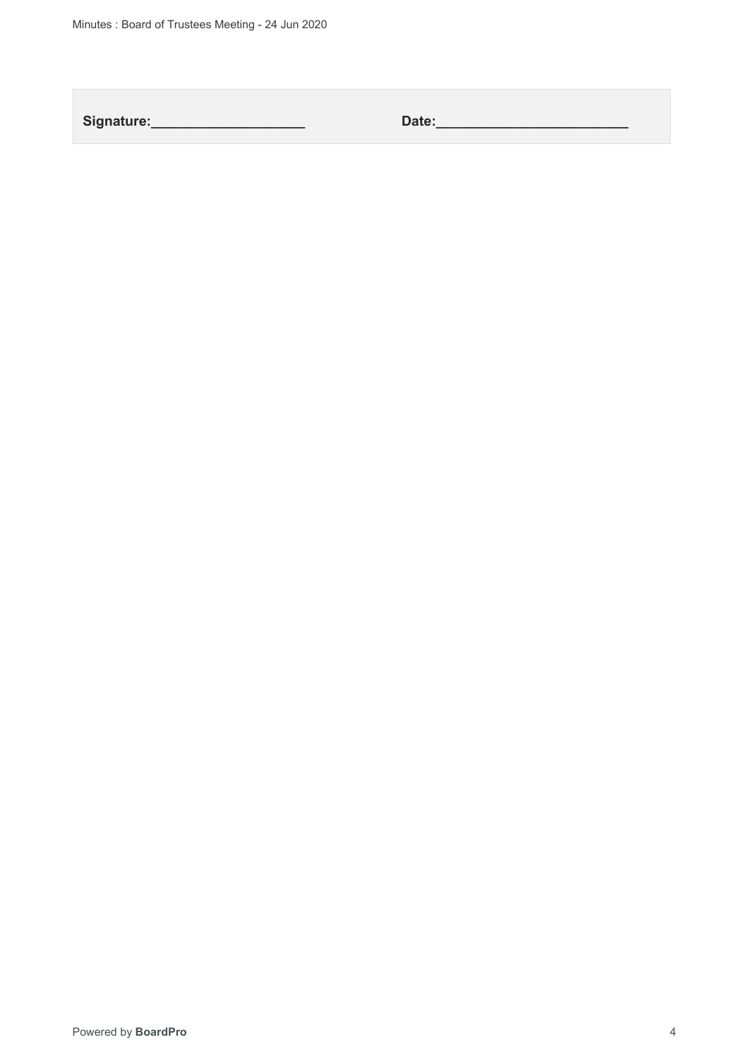**Signature:___________________** **Date:________________________**